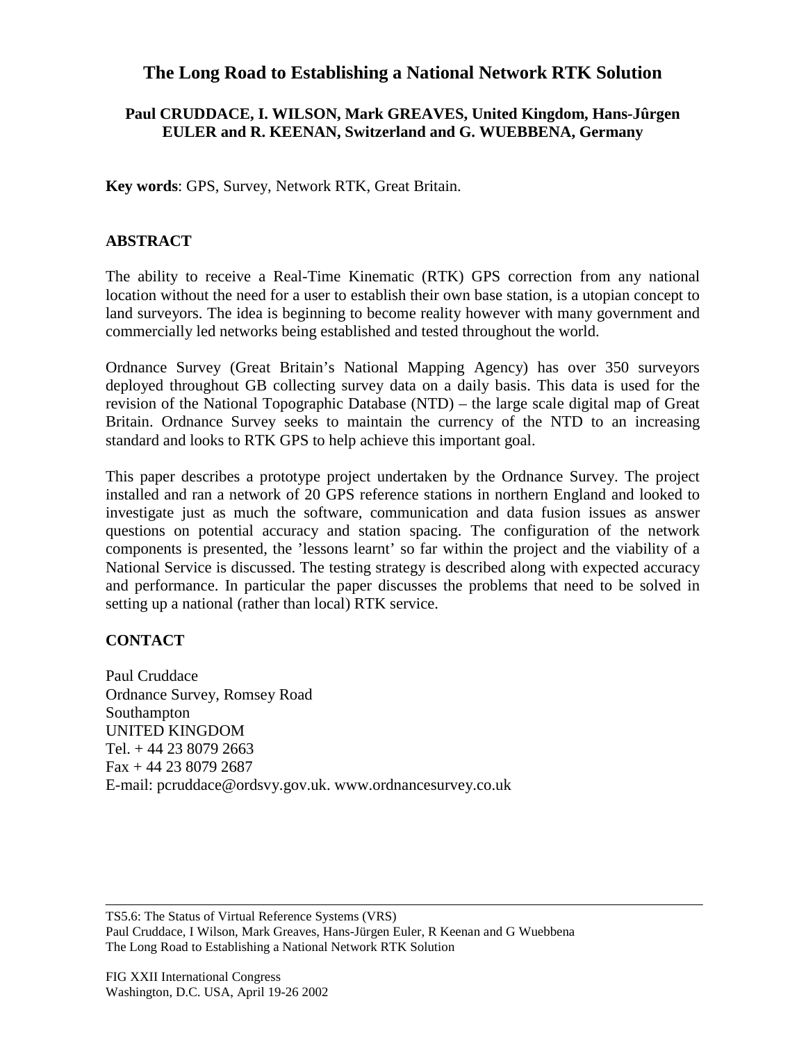# The Long Road to Establishing a National Network RTK Solution

**Paul CRUDDACE, I. WILSON, Mark GREAVES, United Kingdom, Hans-Jûrgen EULER and R. KEENAN, Switzerland and G. WUEBBENA, Germany**

**Key words**: GPS, Survey, Network RTK, Great Britain.

## ABSTRACT

The ability to receive a Real-Time Kinematic (RTK) GPS correction from any national location without the need for a user to establish their own base station, is a utopian concept to land surveyors. The idea is beginning to become reality however with many government and commercially led networks being established and tested throughout the world.

Ordnance Survey (Great Britain's National Mapping Agency) has over 350 surveyors deployed throughout GB collecting survey data on a daily basis. This data is used for the revision of the National Topographic Database (NTD) – the large scale digital map of Great Britain. Ordnance Survey seeks to maintain the currency of the NTD to an increasing standard and looks to RTK GPS to help achieve this important goal.

This paper describes a prototype project undertaken by the Ordnance Survey. The project installed and ran a network of 20 GPS reference stations in northern England and looked to investigate just as much the software, communication and data fusion issues as answer questions on potential accuracy and station spacing. The configuration of the network components is presented, the 'lessons learnt' so far within the project and the viability of a National Service is discussed. The testing strategy is described along with expected accuracy and performance. In particular the paper discusses the problems that need to be solved in setting up a national (rather than local) RTK service.

## CONTACT

Paul Cruddace
Ordnance Survey, Romsey Road
Southampton
UNITED KINGDOM
Tel. + 44 23 8079 2663
Fax + 44 23 8079 2687
E-mail: pcruddace@ordsvy.gov.uk. www.ordnancesurvey.co.uk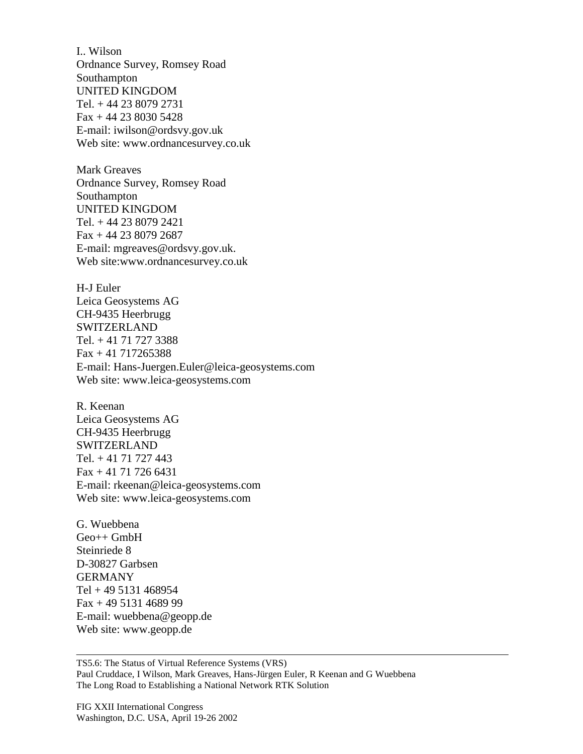I.. Wilson
Ordnance Survey, Romsey Road
Southampton
UNITED KINGDOM
Tel. + 44 23 8079 2731
Fax + 44 23 8030 5428
E-mail: iwilson@ordsvy.gov.uk
Web site: www.ordnancesurvey.co.uk

Mark Greaves
Ordnance Survey, Romsey Road
Southampton
UNITED KINGDOM
Tel. + 44 23 8079 2421
Fax + 44 23 8079 2687
E-mail: mgreaves@ordsvy.gov.uk.
Web site:www.ordnancesurvey.co.uk

H-J Euler
Leica Geosystems AG
CH-9435 Heerbrugg
SWITZERLAND
Tel. + 41 71 727 3388
Fax + 41 717265388
E-mail: Hans-Juergen.Euler@leica-geosystems.com
Web site: www.leica-geosystems.com

R. Keenan
Leica Geosystems AG
CH-9435 Heerbrugg
SWITZERLAND
Tel. + 41 71 727 443
Fax + 41 71 726 6431
E-mail: rkeenan@leica-geosystems.com
Web site: www.leica-geosystems.com

G. Wuebbena
Geo++ GmbH
Steinriede 8
D-30827 Garbsen
GERMANY
Tel + 49 5131 468954
Fax + 49 5131 4689 99
E-mail: wuebbena@geopp.de
Web site: www.geopp.de